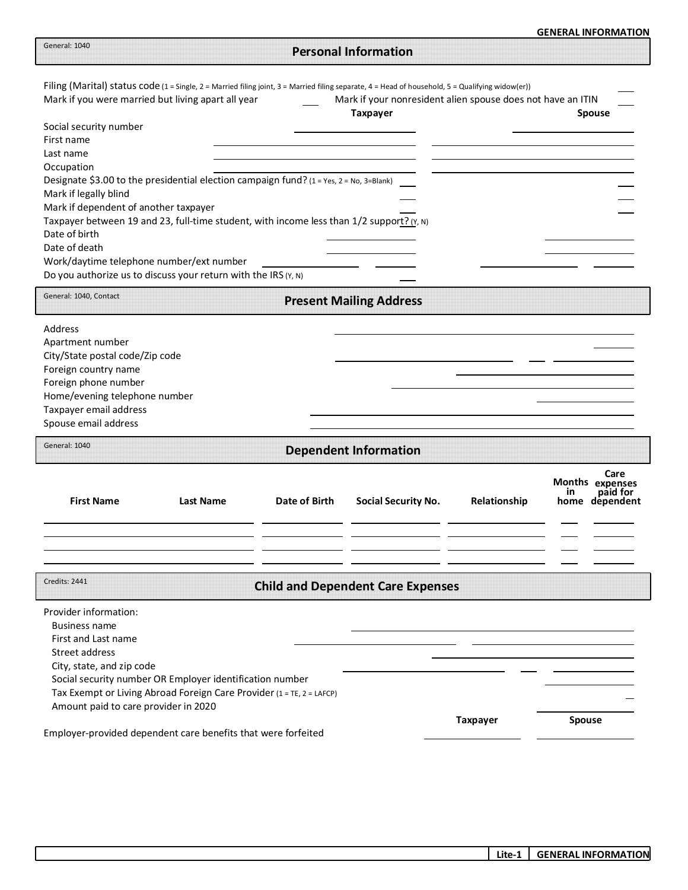GENERAL INFORMATION

General: 1040

## Personal Information

Filing (Marital) status code (1 = Single, 2 = Married filing joint, 3 = Married filing separate, 4 = Head of household, 5 = Qualifying widow(er)) ___

Mark if you were married but living apart all year ___ Mark if your nonresident alien spouse does not have an ITIN ___

| | Taxpayer | Spouse |
|---|---|---|
| Social security number | | |
| First name | | |
| Last name | | |
| Occupation | | |
| Designate $3.00 to the presidential election campaign fund? (1 = Yes, 2 = No, 3=Blank) | | |
| Mark if legally blind | | |
| Mark if dependent of another taxpayer | | |
| Taxpayer between 19 and 23, full-time student, with income less than 1/2 support? (Y, N) | | |
| Date of birth | | |
| Date of death | | |
| Work/daytime telephone number/ext number | | |
| Do you authorize us to discuss your return with the IRS (Y, N) | | |

General: 1040, Contact

## Present Mailing Address

Address ___

Apartment number ___

City/State postal code/Zip code ___

Foreign country name ___

Foreign phone number ___

Home/evening telephone number ___

Taxpayer email address ___

Spouse email address ___

General: 1040

## Dependent Information

| First Name | Last Name | Date of Birth | Social Security No. | Relationship | Months in home | Care expenses paid for dependent |
|---|---|---|---|---|---|---|
| | | | | | | |
| | | | | | | |
| | | | | | | |
| | | | | | | |

Credits: 2441

## Child and Dependent Care Expenses

Provider information:

Business name ___

First and Last name ___

Street address ___

City, state, and zip code ___

Social security number OR Employer identification number ___

Tax Exempt or Living Abroad Foreign Care Provider (1 = TE, 2 = LAFCP) ___

Amount paid to care provider in 2020 ___

| | Taxpayer | Spouse |
|---|---|---|
| Employer-provided dependent care benefits that were forfeited | | |

Lite-1 GENERAL INFORMATION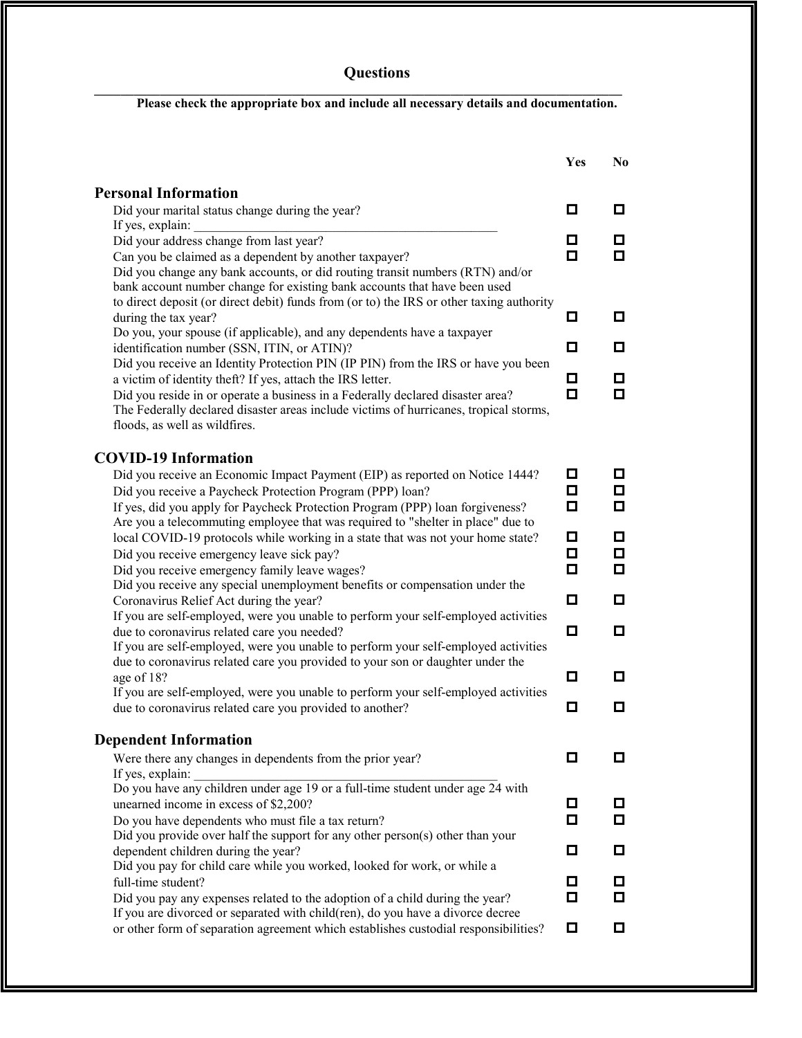# Questions

**Please check the appropriate box and include all necessary details and documentation.**

| | Yes | No |
|---|---|---|
| **Personal Information** | | |
| Did your marital status change during the year? If yes, explain: ______________________________ | ☐ | ☐ |
| Did your address change from last year? | ☐ | ☐ |
| Can you be claimed as a dependent by another taxpayer? | ☐ | ☐ |
| Did you change any bank accounts, or did routing transit numbers (RTN) and/or bank account number change for existing bank accounts that have been used to direct deposit (or direct debit) funds from (or to) the IRS or other taxing authority during the tax year? | ☐ | ☐ |
| Do you, your spouse (if applicable), and any dependents have a taxpayer identification number (SSN, ITIN, or ATIN)? | ☐ | ☐ |
| Did you receive an Identity Protection PIN (IP PIN) from the IRS or have you been a victim of identity theft? If yes, attach the IRS letter. | ☐ | ☐ |
| Did you reside in or operate a business in a Federally declared disaster area? The Federally declared disaster areas include victims of hurricanes, tropical storms, floods, as well as wildfires. | ☐ | ☐ |
| **COVID-19 Information** | | |
| Did you receive an Economic Impact Payment (EIP) as reported on Notice 1444? | ☐ | ☐ |
| Did you receive a Paycheck Protection Program (PPP) loan? | ☐ | ☐ |
| If yes, did you apply for Paycheck Protection Program (PPP) loan forgiveness? | ☐ | ☐ |
| Are you a telecommuting employee that was required to "shelter in place" due to local COVID-19 protocols while working in a state that was not your home state? | ☐ | ☐ |
| Did you receive emergency leave sick pay? | ☐ | ☐ |
| Did you receive emergency family leave wages? | ☐ | ☐ |
| Did you receive any special unemployment benefits or compensation under the Coronavirus Relief Act during the year? | ☐ | ☐ |
| If you are self-employed, were you unable to perform your self-employed activities due to coronavirus related care you needed? | ☐ | ☐ |
| If you are self-employed, were you unable to perform your self-employed activities due to coronavirus related care you provided to your son or daughter under the age of 18? | ☐ | ☐ |
| If you are self-employed, were you unable to perform your self-employed activities due to coronavirus related care you provided to another? | ☐ | ☐ |
| **Dependent Information** | | |
| Were there any changes in dependents from the prior year? If yes, explain: ______________________________ | ☐ | ☐ |
| Do you have any children under age 19 or a full-time student under age 24 with unearned income in excess of $2,200? | ☐ | ☐ |
| Do you have dependents who must file a tax return? | ☐ | ☐ |
| Did you provide over half the support for any other person(s) other than your dependent children during the year? | ☐ | ☐ |
| Did you pay for child care while you worked, looked for work, or while a full-time student? | ☐ | ☐ |
| Did you pay any expenses related to the adoption of a child during the year? | ☐ | ☐ |
| If you are divorced or separated with child(ren), do you have a divorce decree or other form of separation agreement which establishes custodial responsibilities? | ☐ | ☐ |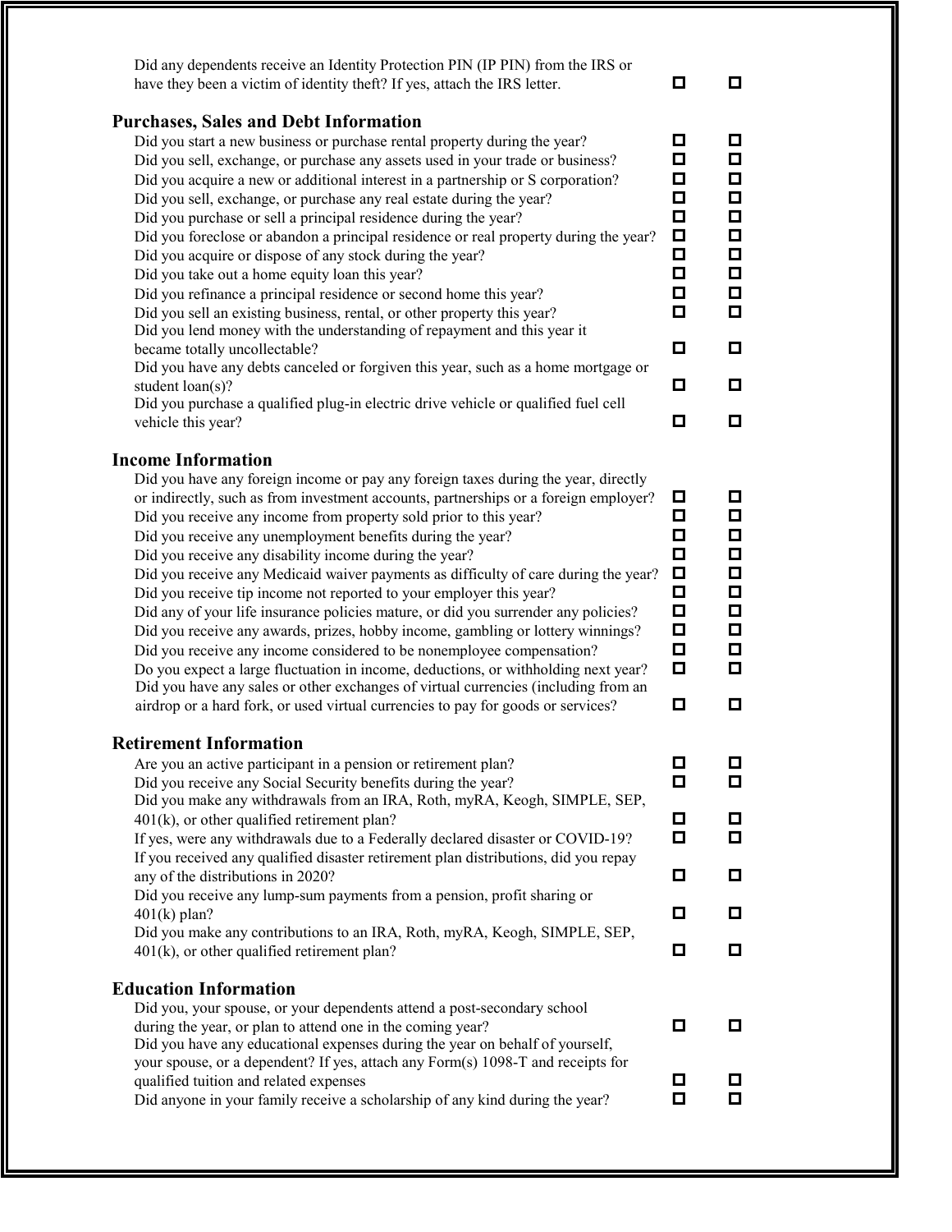| | | |
|---|---|---|
| Did any dependents receive an Identity Protection PIN (IP PIN) from the IRS or have they been a victim of identity theft? If yes, attach the IRS letter. | ☐ | ☐ |

## Purchases, Sales and Debt Information

| | | |
|---|---|---|
| Did you start a new business or purchase rental property during the year? | ☐ | ☐ |
| Did you sell, exchange, or purchase any assets used in your trade or business? | ☐ | ☐ |
| Did you acquire a new or additional interest in a partnership or S corporation? | ☐ | ☐ |
| Did you sell, exchange, or purchase any real estate during the year? | ☐ | ☐ |
| Did you purchase or sell a principal residence during the year? | ☐ | ☐ |
| Did you foreclose or abandon a principal residence or real property during the year? | ☐ | ☐ |
| Did you acquire or dispose of any stock during the year? | ☐ | ☐ |
| Did you take out a home equity loan this year? | ☐ | ☐ |
| Did you refinance a principal residence or second home this year? | ☐ | ☐ |
| Did you sell an existing business, rental, or other property this year? | ☐ | ☐ |
| Did you lend money with the understanding of repayment and this year it became totally uncollectable? | ☐ | ☐ |
| Did you have any debts canceled or forgiven this year, such as a home mortgage or student loan(s)? | ☐ | ☐ |
| Did you purchase a qualified plug-in electric drive vehicle or qualified fuel cell vehicle this year? | ☐ | ☐ |

## Income Information

| | | |
|---|---|---|
| Did you have any foreign income or pay any foreign taxes during the year, directly or indirectly, such as from investment accounts, partnerships or a foreign employer? | ☐ | ☐ |
| Did you receive any income from property sold prior to this year? | ☐ | ☐ |
| Did you receive any unemployment benefits during the year? | ☐ | ☐ |
| Did you receive any disability income during the year? | ☐ | ☐ |
| Did you receive any Medicaid waiver payments as difficulty of care during the year? | ☐ | ☐ |
| Did you receive tip income not reported to your employer this year? | ☐ | ☐ |
| Did any of your life insurance policies mature, or did you surrender any policies? | ☐ | ☐ |
| Did you receive any awards, prizes, hobby income, gambling or lottery winnings? | ☐ | ☐ |
| Did you receive any income considered to be nonemployee compensation? | ☐ | ☐ |
| Do you expect a large fluctuation in income, deductions, or withholding next year? | ☐ | ☐ |
| Did you have any sales or other exchanges of virtual currencies (including from an airdrop or a hard fork, or used virtual currencies to pay for goods or services? | ☐ | ☐ |

## Retirement Information

| | | |
|---|---|---|
| Are you an active participant in a pension or retirement plan? | ☐ | ☐ |
| Did you receive any Social Security benefits during the year? | ☐ | ☐ |
| Did you make any withdrawals from an IRA, Roth, myRA, Keogh, SIMPLE, SEP, 401(k), or other qualified retirement plan? | ☐ | ☐ |
| If yes, were any withdrawals due to a Federally declared disaster or COVID-19? | ☐ | ☐ |
| If you received any qualified disaster retirement plan distributions, did you repay any of the distributions in 2020? | ☐ | ☐ |
| Did you receive any lump-sum payments from a pension, profit sharing or 401(k) plan? | ☐ | ☐ |
| Did you make any contributions to an IRA, Roth, myRA, Keogh, SIMPLE, SEP, 401(k), or other qualified retirement plan? | ☐ | ☐ |

## Education Information

| | | |
|---|---|---|
| Did you, your spouse, or your dependents attend a post-secondary school during the year, or plan to attend one in the coming year? | ☐ | ☐ |
| Did you have any educational expenses during the year on behalf of yourself, your spouse, or a dependent? If yes, attach any Form(s) 1098-T and receipts for qualified tuition and related expenses | ☐ | ☐ |
| Did anyone in your family receive a scholarship of any kind during the year? | ☐ | ☐ |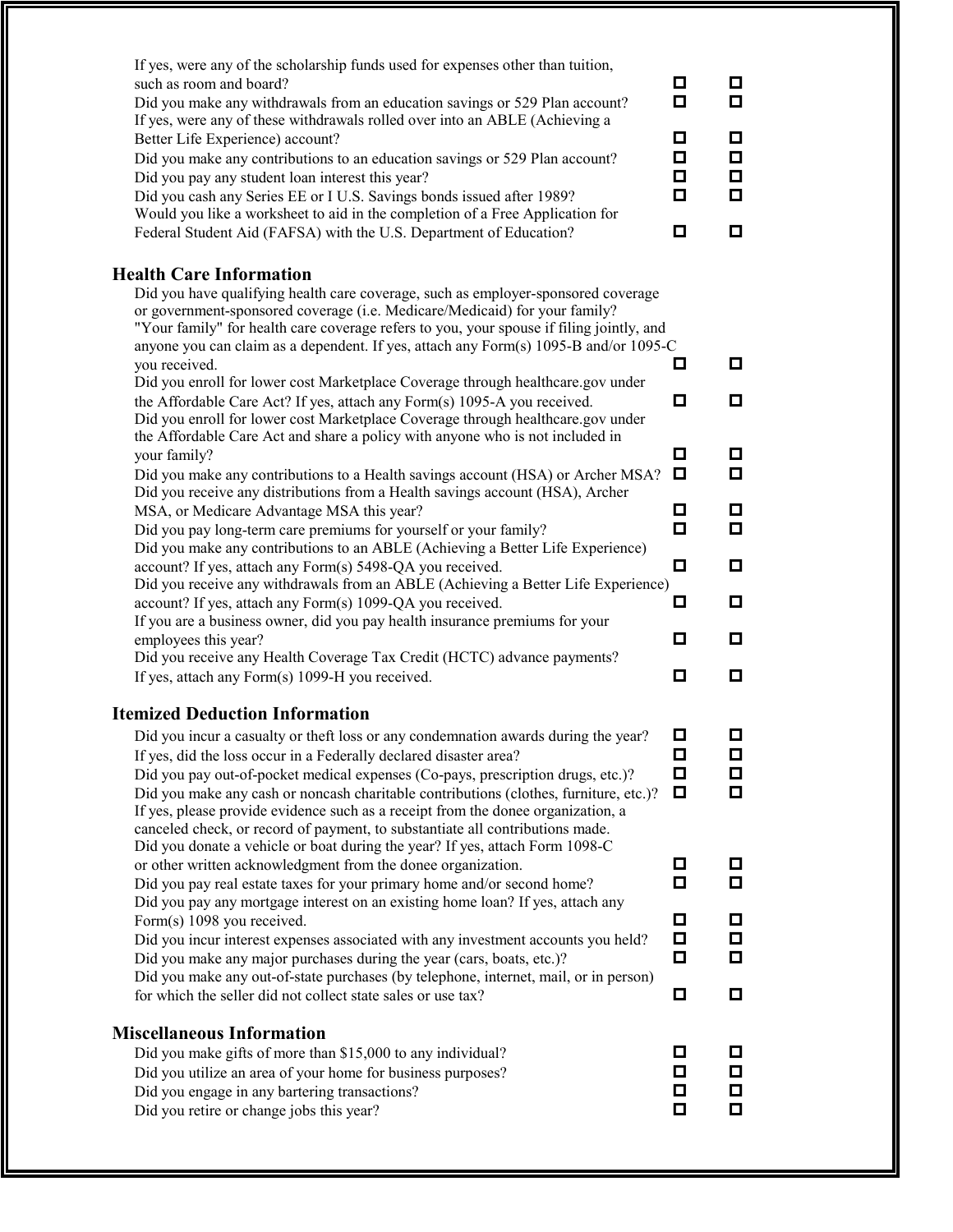| | | |
|---|---|---|
| If yes, were any of the scholarship funds used for expenses other than tuition, such as room and board? | ☐ | ☐ |
| Did you make any withdrawals from an education savings or 529 Plan account? | ☐ | ☐ |
| If yes, were any of these withdrawals rolled over into an ABLE (Achieving a Better Life Experience) account? | ☐ | ☐ |
| Did you make any contributions to an education savings or 529 Plan account? | ☐ | ☐ |
| Did you pay any student loan interest this year? | ☐ | ☐ |
| Did you cash any Series EE or I U.S. Savings bonds issued after 1989? | ☐ | ☐ |
| Would you like a worksheet to aid in the completion of a Free Application for Federal Student Aid (FAFSA) with the U.S. Department of Education? | ☐ | ☐ |

## Health Care Information

| | | |
|---|---|---|
| Did you have qualifying health care coverage, such as employer-sponsored coverage or government-sponsored coverage (i.e. Medicare/Medicaid) for your family? "Your family" for health care coverage refers to you, your spouse if filing jointly, and anyone you can claim as a dependent. If yes, attach any Form(s) 1095-B and/or 1095-C you received. | ☐ | ☐ |
| Did you enroll for lower cost Marketplace Coverage through healthcare.gov under the Affordable Care Act? If yes, attach any Form(s) 1095-A you received. | ☐ | ☐ |
| Did you enroll for lower cost Marketplace Coverage through healthcare.gov under the Affordable Care Act and share a policy with anyone who is not included in your family? | ☐ | ☐ |
| Did you make any contributions to a Health savings account (HSA) or Archer MSA? | ☐ | ☐ |
| Did you receive any distributions from a Health savings account (HSA), Archer MSA, or Medicare Advantage MSA this year? | ☐ | ☐ |
| Did you pay long-term care premiums for yourself or your family? | ☐ | ☐ |
| Did you make any contributions to an ABLE (Achieving a Better Life Experience) account? If yes, attach any Form(s) 5498-QA you received. | ☐ | ☐ |
| Did you receive any withdrawals from an ABLE (Achieving a Better Life Experience) account? If yes, attach any Form(s) 1099-QA you received. | ☐ | ☐ |
| If you are a business owner, did you pay health insurance premiums for your employees this year? | ☐ | ☐ |
| Did you receive any Health Coverage Tax Credit (HCTC) advance payments? If yes, attach any Form(s) 1099-H you received. | ☐ | ☐ |

## Itemized Deduction Information

| | | |
|---|---|---|
| Did you incur a casualty or theft loss or any condemnation awards during the year? | ☐ | ☐ |
| If yes, did the loss occur in a Federally declared disaster area? | ☐ | ☐ |
| Did you pay out-of-pocket medical expenses (Co-pays, prescription drugs, etc.)? | ☐ | ☐ |
| Did you make any cash or noncash charitable contributions (clothes, furniture, etc.)? If yes, please provide evidence such as a receipt from the donee organization, a canceled check, or record of payment, to substantiate all contributions made. | ☐ | ☐ |
| Did you donate a vehicle or boat during the year? If yes, attach Form 1098-C or other written acknowledgment from the donee organization. | ☐ | ☐ |
| Did you pay real estate taxes for your primary home and/or second home? | ☐ | ☐ |
| Did you pay any mortgage interest on an existing home loan? If yes, attach any Form(s) 1098 you received. | ☐ | ☐ |
| Did you incur interest expenses associated with any investment accounts you held? | ☐ | ☐ |
| Did you make any major purchases during the year (cars, boats, etc.)? | ☐ | ☐ |
| Did you make any out-of-state purchases (by telephone, internet, mail, or in person) for which the seller did not collect state sales or use tax? | ☐ | ☐ |

## Miscellaneous Information

| | | |
|---|---|---|
| Did you make gifts of more than $15,000 to any individual? | ☐ | ☐ |
| Did you utilize an area of your home for business purposes? | ☐ | ☐ |
| Did you engage in any bartering transactions? | ☐ | ☐ |
| Did you retire or change jobs this year? | ☐ | ☐ |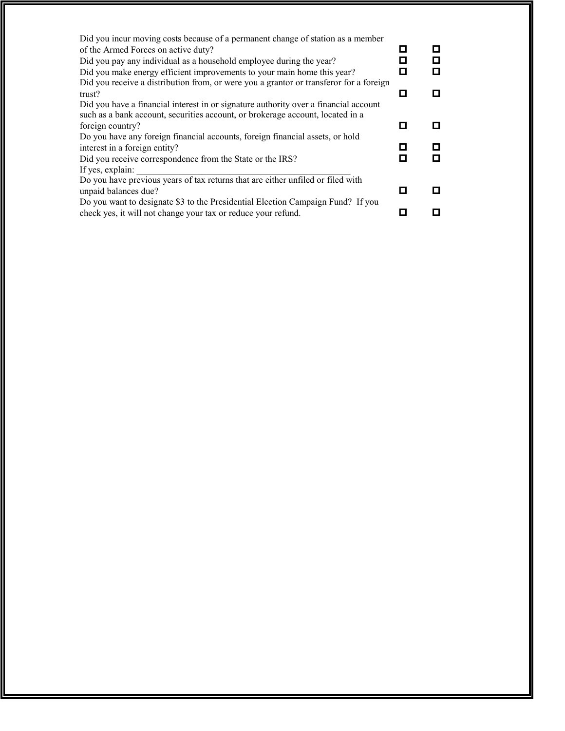| | | |
|---|---|---|
| Did you incur moving costs because of a permanent change of station as a member of the Armed Forces on active duty? | ☐ | ☐ |
| Did you pay any individual as a household employee during the year? | ☐ | ☐ |
| Did you make energy efficient improvements to your main home this year? | ☐ | ☐ |
| Did you receive a distribution from, or were you a grantor or transferor for a foreign trust? | ☐ | ☐ |
| Did you have a financial interest in or signature authority over a financial account such as a bank account, securities account, or brokerage account, located in a foreign country? | ☐ | ☐ |
| Do you have any foreign financial accounts, foreign financial assets, or hold interest in a foreign entity? | ☐ | ☐ |
| Did you receive correspondence from the State or the IRS? | ☐ | ☐ |
| If yes, explain: ________________________________________________ | | |
| Do you have previous years of tax returns that are either unfiled or filed with unpaid balances due? | ☐ | ☐ |
| Do you want to designate $3 to the Presidential Election Campaign Fund? If you check yes, it will not change your tax or reduce your refund. | ☐ | ☐ |